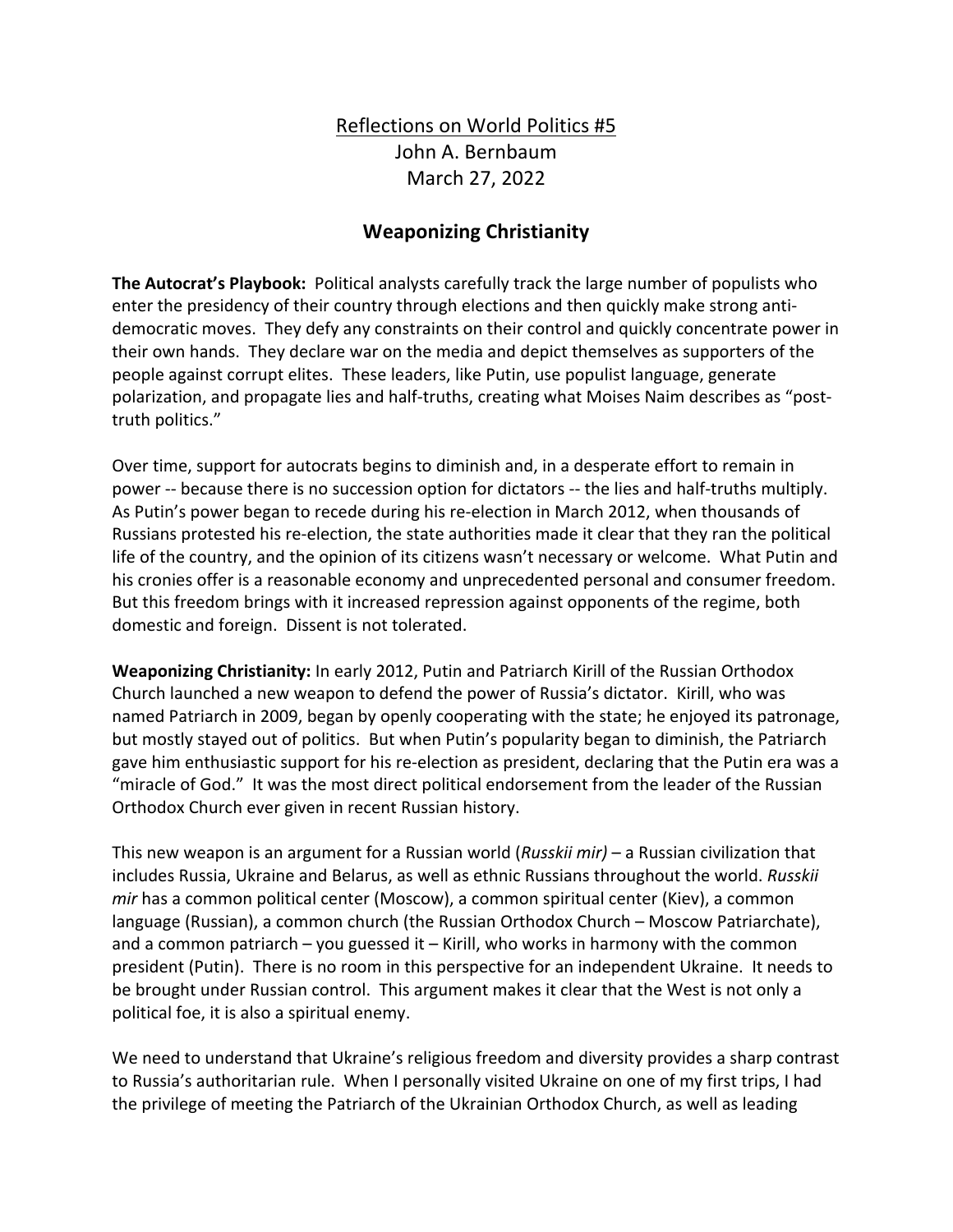<u>Reflections on World Politics #5</u>

John A. Bernbaum

March 27, 2022

# Weaponizing Christianity

**The Autocrat's Playbook:** Political analysts carefully track the large number of populists who enter the presidency of their country through elections and then quickly make strong anti-democratic moves. They defy any constraints on their control and quickly concentrate power in their own hands. They declare war on the media and depict themselves as supporters of the people against corrupt elites. These leaders, like Putin, use populist language, generate polarization, and propagate lies and half-truths, creating what Moises Naim describes as "post-truth politics."

Over time, support for autocrats begins to diminish and, in a desperate effort to remain in power -- because there is no succession option for dictators -- the lies and half-truths multiply. As Putin's power began to recede during his re-election in March 2012, when thousands of Russians protested his re-election, the state authorities made it clear that they ran the political life of the country, and the opinion of its citizens wasn't necessary or welcome. What Putin and his cronies offer is a reasonable economy and unprecedented personal and consumer freedom. But this freedom brings with it increased repression against opponents of the regime, both domestic and foreign. Dissent is not tolerated.

**Weaponizing Christianity:** In early 2012, Putin and Patriarch Kirill of the Russian Orthodox Church launched a new weapon to defend the power of Russia's dictator. Kirill, who was named Patriarch in 2009, began by openly cooperating with the state; he enjoyed its patronage, but mostly stayed out of politics. But when Putin's popularity began to diminish, the Patriarch gave him enthusiastic support for his re-election as president, declaring that the Putin era was a "miracle of God." It was the most direct political endorsement from the leader of the Russian Orthodox Church ever given in recent Russian history.

This new weapon is an argument for a Russian world (*Russkii mir)* – a Russian civilization that includes Russia, Ukraine and Belarus, as well as ethnic Russians throughout the world. *Russkii mir* has a common political center (Moscow), a common spiritual center (Kiev), a common language (Russian), a common church (the Russian Orthodox Church – Moscow Patriarchate), and a common patriarch – you guessed it – Kirill, who works in harmony with the common president (Putin). There is no room in this perspective for an independent Ukraine. It needs to be brought under Russian control. This argument makes it clear that the West is not only a political foe, it is also a spiritual enemy.

We need to understand that Ukraine's religious freedom and diversity provides a sharp contrast to Russia's authoritarian rule. When I personally visited Ukraine on one of my first trips, I had the privilege of meeting the Patriarch of the Ukrainian Orthodox Church, as well as leading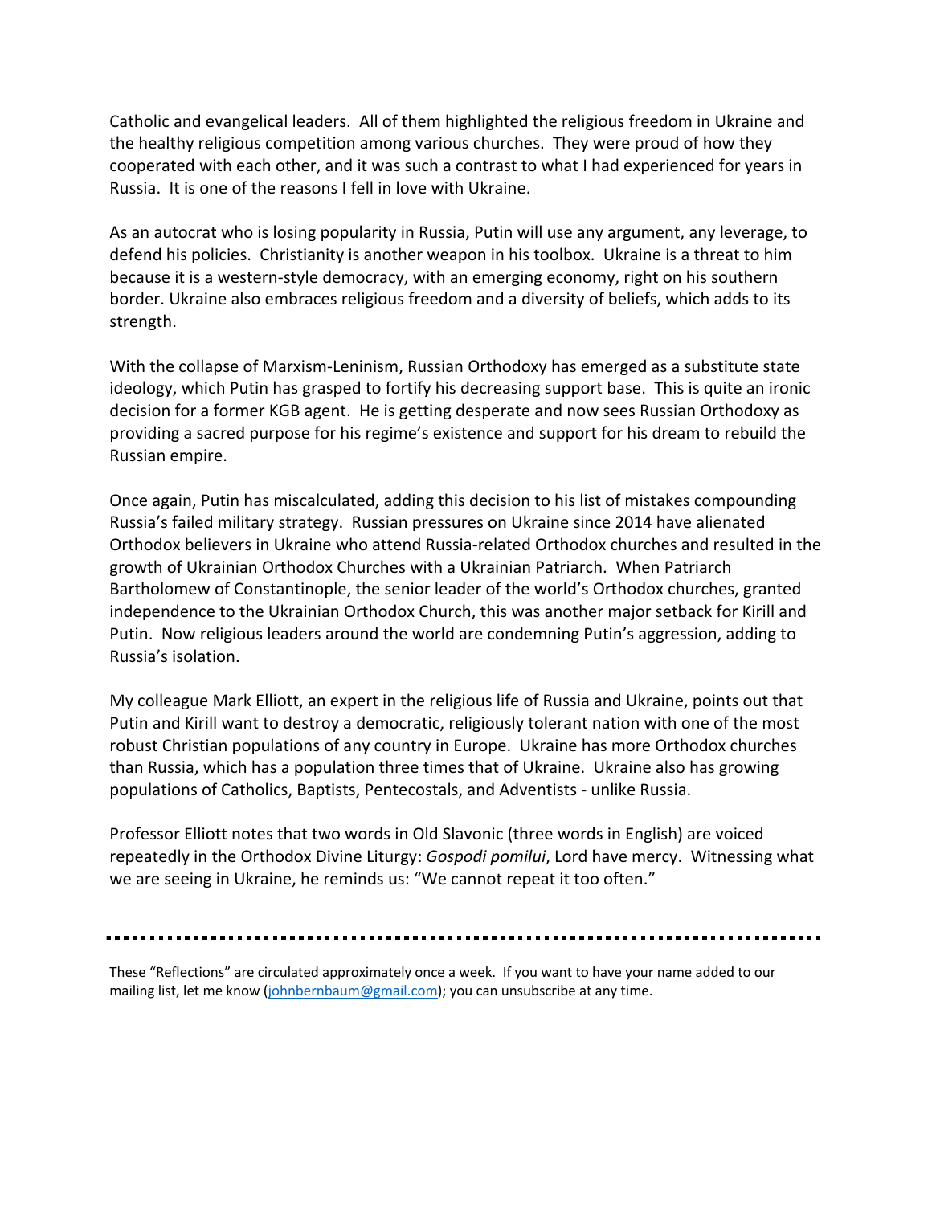Catholic and evangelical leaders. All of them highlighted the religious freedom in Ukraine and the healthy religious competition among various churches. They were proud of how they cooperated with each other, and it was such a contrast to what I had experienced for years in Russia. It is one of the reasons I fell in love with Ukraine.

As an autocrat who is losing popularity in Russia, Putin will use any argument, any leverage, to defend his policies. Christianity is another weapon in his toolbox. Ukraine is a threat to him because it is a western-style democracy, with an emerging economy, right on his southern border. Ukraine also embraces religious freedom and a diversity of beliefs, which adds to its strength.

With the collapse of Marxism-Leninism, Russian Orthodoxy has emerged as a substitute state ideology, which Putin has grasped to fortify his decreasing support base. This is quite an ironic decision for a former KGB agent. He is getting desperate and now sees Russian Orthodoxy as providing a sacred purpose for his regime's existence and support for his dream to rebuild the Russian empire.

Once again, Putin has miscalculated, adding this decision to his list of mistakes compounding Russia's failed military strategy. Russian pressures on Ukraine since 2014 have alienated Orthodox believers in Ukraine who attend Russia-related Orthodox churches and resulted in the growth of Ukrainian Orthodox Churches with a Ukrainian Patriarch. When Patriarch Bartholomew of Constantinople, the senior leader of the world's Orthodox churches, granted independence to the Ukrainian Orthodox Church, this was another major setback for Kirill and Putin. Now religious leaders around the world are condemning Putin's aggression, adding to Russia's isolation.

My colleague Mark Elliott, an expert in the religious life of Russia and Ukraine, points out that Putin and Kirill want to destroy a democratic, religiously tolerant nation with one of the most robust Christian populations of any country in Europe. Ukraine has more Orthodox churches than Russia, which has a population three times that of Ukraine. Ukraine also has growing populations of Catholics, Baptists, Pentecostals, and Adventists - unlike Russia.

Professor Elliott notes that two words in Old Slavonic (three words in English) are voiced repeatedly in the Orthodox Divine Liturgy: *Gospodi pomilui*, Lord have mercy. Witnessing what we are seeing in Ukraine, he reminds us: "We cannot repeat it too often."

---

These "Reflections" are circulated approximately once a week. If you want to have your name added to our mailing list, let me know (johnbernbaum@gmail.com); you can unsubscribe at any time.